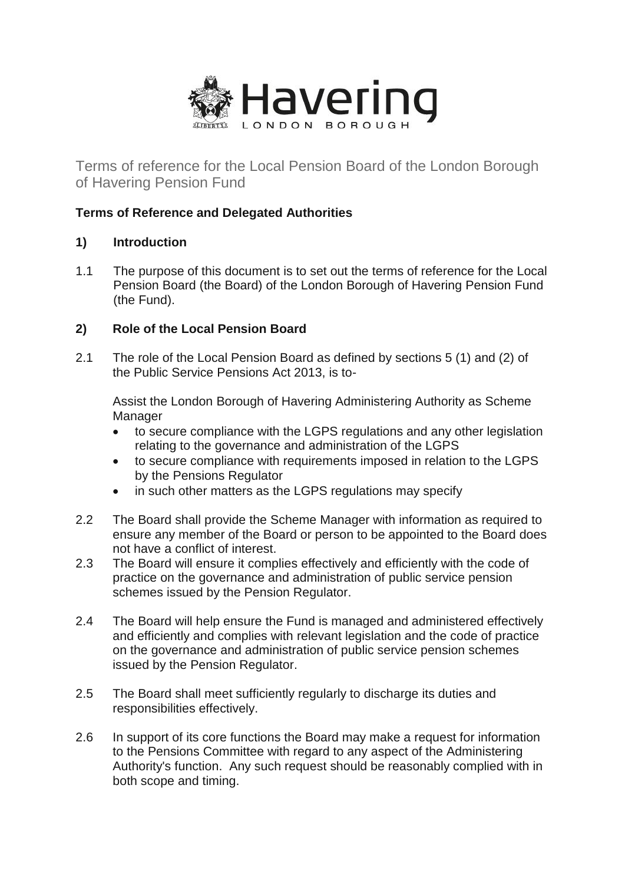Terms of reference for the Local Pension Board of the London Borough of Havering Pension Fund

**Terms of Reference and Delegated Authorities**

## 1) Introduction

1.1 The purpose of this document is to set out the terms of reference for the Local Pension Board (the Board) of the London Borough of Havering Pension Fund (the Fund).

## 2) Role of the Local Pension Board

2.1 The role of the Local Pension Board as defined by sections 5 (1) and (2) of the Public Service Pensions Act 2013, is to-

Assist the London Borough of Havering Administering Authority as Scheme Manager

- to secure compliance with the LGPS regulations and any other legislation relating to the governance and administration of the LGPS
- to secure compliance with requirements imposed in relation to the LGPS by the Pensions Regulator
- in such other matters as the LGPS regulations may specify

2.2 The Board shall provide the Scheme Manager with information as required to ensure any member of the Board or person to be appointed to the Board does not have a conflict of interest.

2.3 The Board will ensure it complies effectively and efficiently with the code of practice on the governance and administration of public service pension schemes issued by the Pension Regulator.

2.4 The Board will help ensure the Fund is managed and administered effectively and efficiently and complies with relevant legislation and the code of practice on the governance and administration of public service pension schemes issued by the Pension Regulator.

2.5 The Board shall meet sufficiently regularly to discharge its duties and responsibilities effectively.

2.6 In support of its core functions the Board may make a request for information to the Pensions Committee with regard to any aspect of the Administering Authority's function. Any such request should be reasonably complied with in both scope and timing.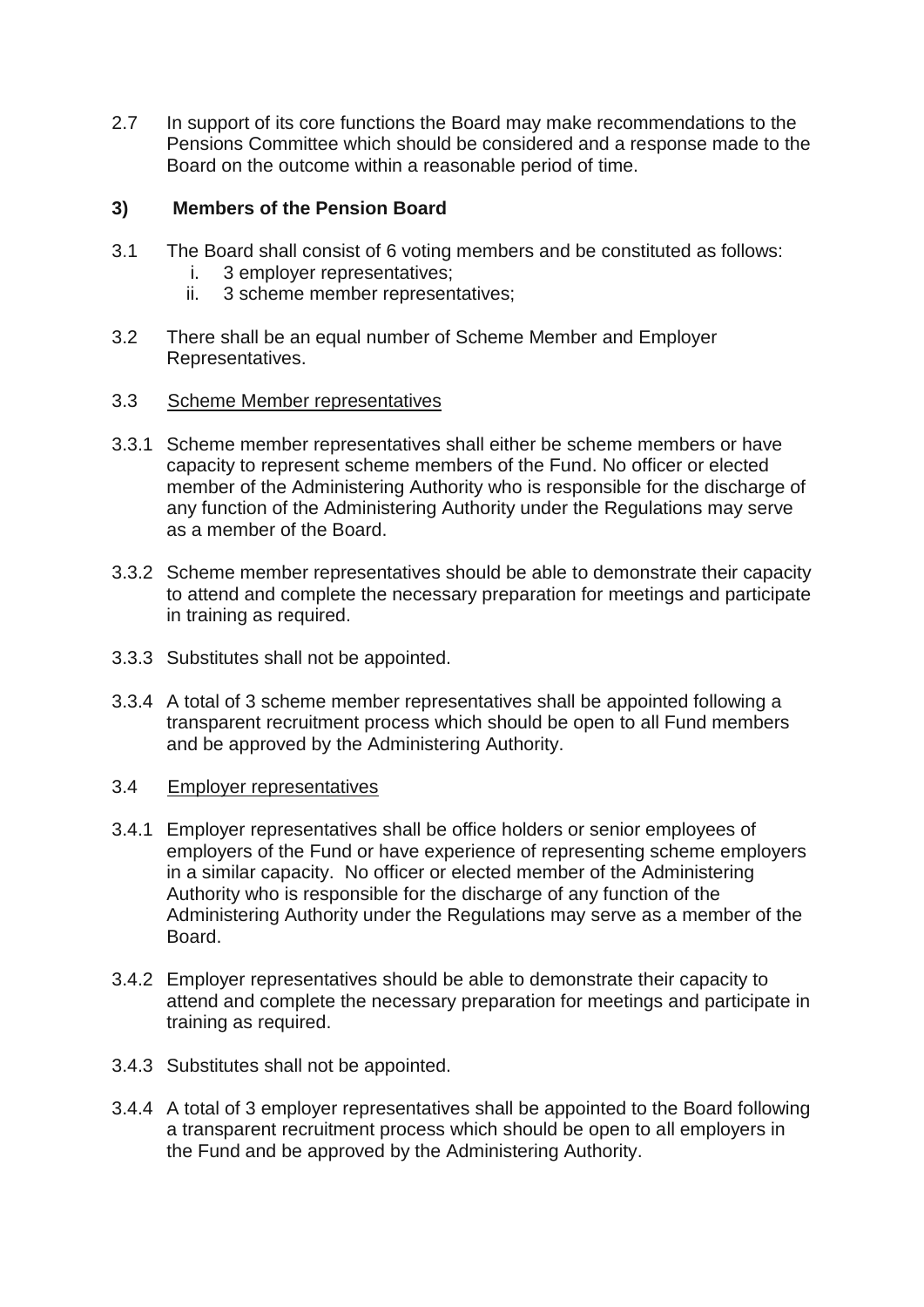2.7 In support of its core functions the Board may make recommendations to the Pensions Committee which should be considered and a response made to the Board on the outcome within a reasonable period of time.

## 3) Members of the Pension Board

3.1 The Board shall consist of 6 voting members and be constituted as follows:

   i. 3 employer representatives;
   ii. 3 scheme member representatives;

3.2 There shall be an equal number of Scheme Member and Employer Representatives.

3.3 <u>Scheme Member representatives</u>

3.3.1 Scheme member representatives shall either be scheme members or have capacity to represent scheme members of the Fund. No officer or elected member of the Administering Authority who is responsible for the discharge of any function of the Administering Authority under the Regulations may serve as a member of the Board.

3.3.2 Scheme member representatives should be able to demonstrate their capacity to attend and complete the necessary preparation for meetings and participate in training as required.

3.3.3 Substitutes shall not be appointed.

3.3.4 A total of 3 scheme member representatives shall be appointed following a transparent recruitment process which should be open to all Fund members and be approved by the Administering Authority.

3.4 <u>Employer representatives</u>

3.4.1 Employer representatives shall be office holders or senior employees of employers of the Fund or have experience of representing scheme employers in a similar capacity. No officer or elected member of the Administering Authority who is responsible for the discharge of any function of the Administering Authority under the Regulations may serve as a member of the Board.

3.4.2 Employer representatives should be able to demonstrate their capacity to attend and complete the necessary preparation for meetings and participate in training as required.

3.4.3 Substitutes shall not be appointed.

3.4.4 A total of 3 employer representatives shall be appointed to the Board following a transparent recruitment process which should be open to all employers in the Fund and be approved by the Administering Authority.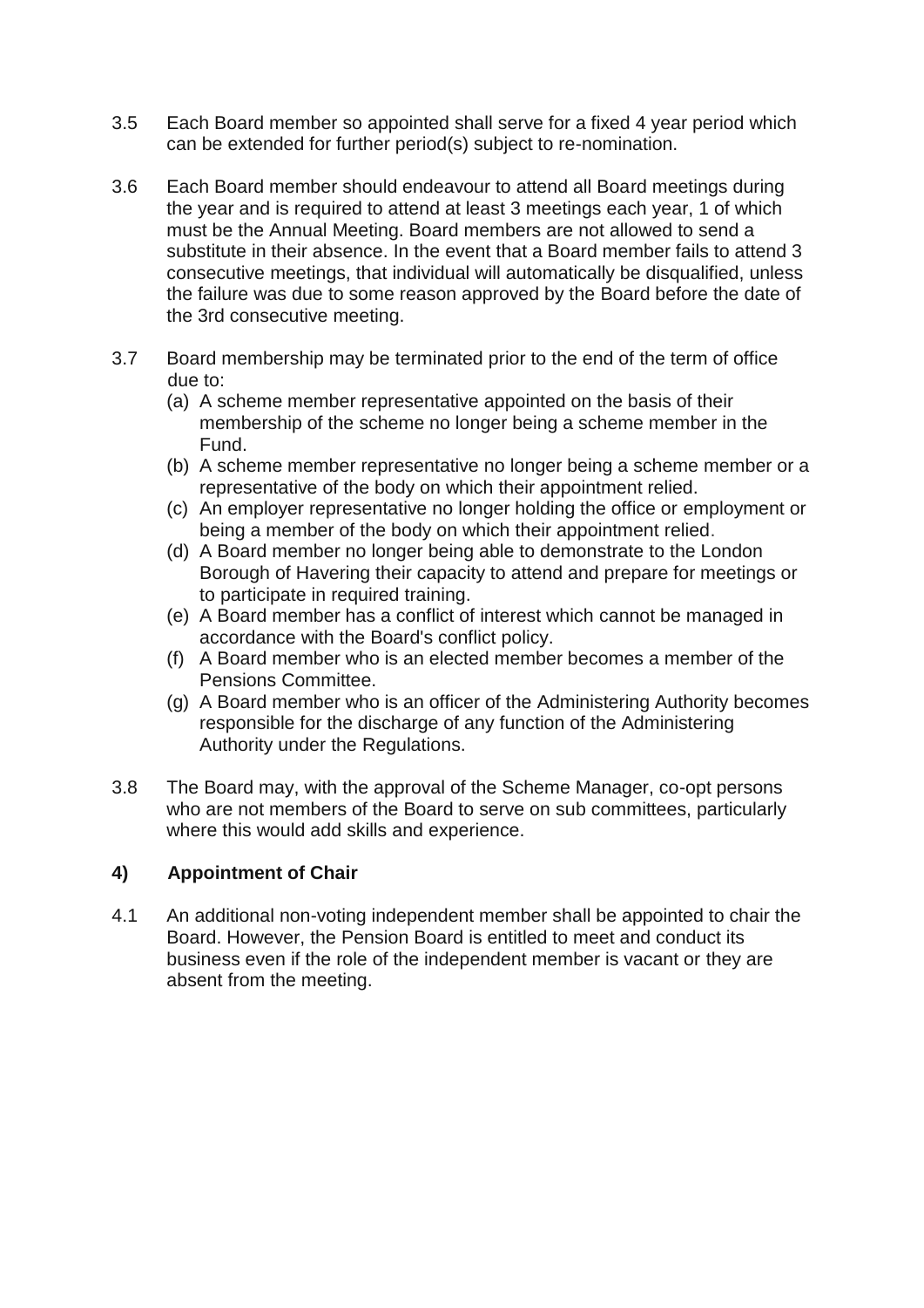3.5 Each Board member so appointed shall serve for a fixed 4 year period which can be extended for further period(s) subject to re-nomination.

3.6 Each Board member should endeavour to attend all Board meetings during the year and is required to attend at least 3 meetings each year, 1 of which must be the Annual Meeting. Board members are not allowed to send a substitute in their absence. In the event that a Board member fails to attend 3 consecutive meetings, that individual will automatically be disqualified, unless the failure was due to some reason approved by the Board before the date of the 3rd consecutive meeting.

3.7 Board membership may be terminated prior to the end of the term of office due to:

(a) A scheme member representative appointed on the basis of their membership of the scheme no longer being a scheme member in the Fund.
(b) A scheme member representative no longer being a scheme member or a representative of the body on which their appointment relied.
(c) An employer representative no longer holding the office or employment or being a member of the body on which their appointment relied.
(d) A Board member no longer being able to demonstrate to the London Borough of Havering their capacity to attend and prepare for meetings or to participate in required training.
(e) A Board member has a conflict of interest which cannot be managed in accordance with the Board's conflict policy.
(f) A Board member who is an elected member becomes a member of the Pensions Committee.
(g) A Board member who is an officer of the Administering Authority becomes responsible for the discharge of any function of the Administering Authority under the Regulations.

3.8 The Board may, with the approval of the Scheme Manager, co-opt persons who are not members of the Board to serve on sub committees, particularly where this would add skills and experience.

## 4) Appointment of Chair

4.1 An additional non-voting independent member shall be appointed to chair the Board. However, the Pension Board is entitled to meet and conduct its business even if the role of the independent member is vacant or they are absent from the meeting.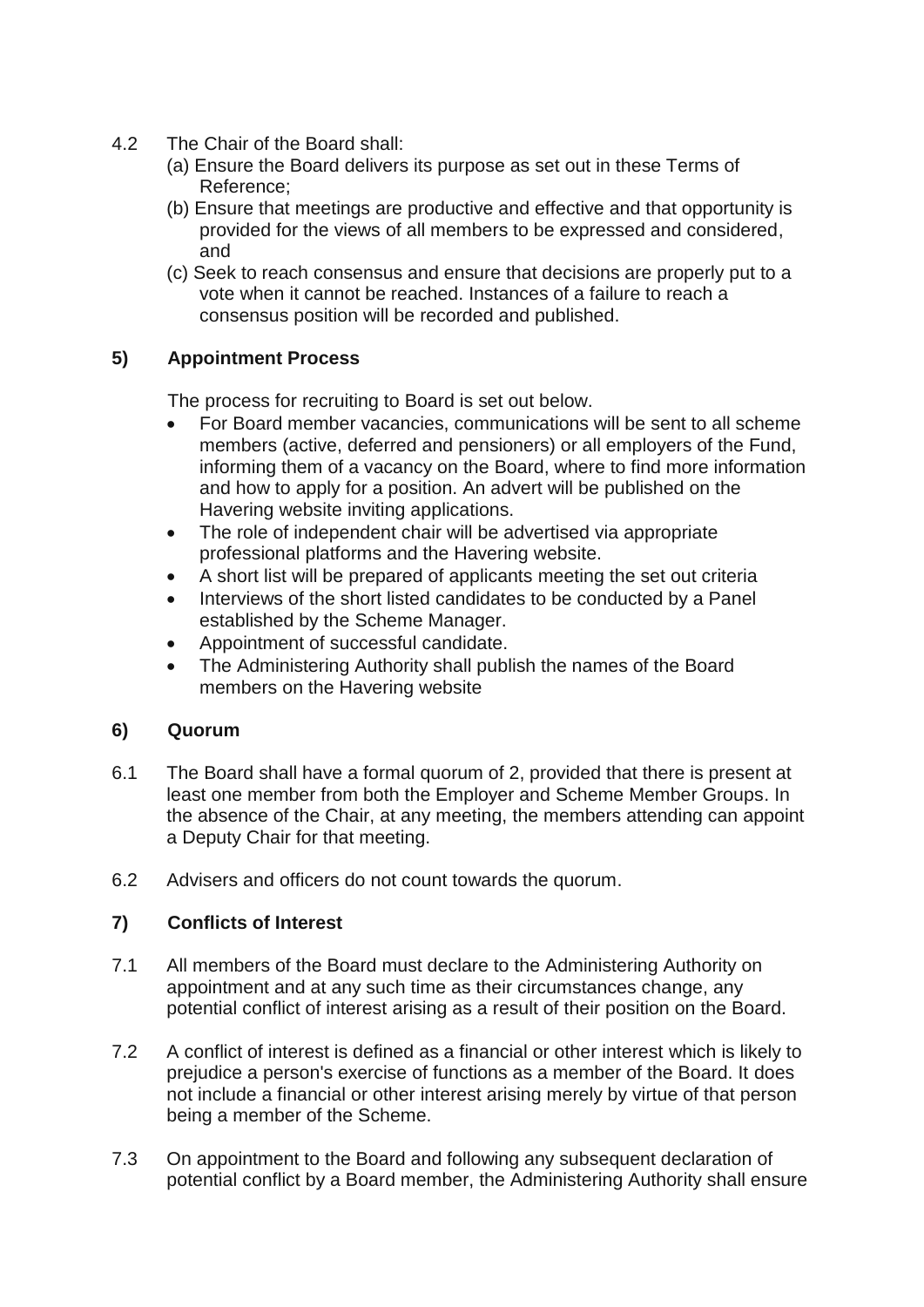4.2 The Chair of the Board shall:

(a) Ensure the Board delivers its purpose as set out in these Terms of Reference;

(b) Ensure that meetings are productive and effective and that opportunity is provided for the views of all members to be expressed and considered, and

(c) Seek to reach consensus and ensure that decisions are properly put to a vote when it cannot be reached. Instances of a failure to reach a consensus position will be recorded and published.

## 5) Appointment Process

The process for recruiting to Board is set out below.

- For Board member vacancies, communications will be sent to all scheme members (active, deferred and pensioners) or all employers of the Fund, informing them of a vacancy on the Board, where to find more information and how to apply for a position. An advert will be published on the Havering website inviting applications.
- The role of independent chair will be advertised via appropriate professional platforms and the Havering website.
- A short list will be prepared of applicants meeting the set out criteria
- Interviews of the short listed candidates to be conducted by a Panel established by the Scheme Manager.
- Appointment of successful candidate.
- The Administering Authority shall publish the names of the Board members on the Havering website

## 6) Quorum

6.1 The Board shall have a formal quorum of 2, provided that there is present at least one member from both the Employer and Scheme Member Groups. In the absence of the Chair, at any meeting, the members attending can appoint a Deputy Chair for that meeting.

6.2 Advisers and officers do not count towards the quorum.

## 7) Conflicts of Interest

7.1 All members of the Board must declare to the Administering Authority on appointment and at any such time as their circumstances change, any potential conflict of interest arising as a result of their position on the Board.

7.2 A conflict of interest is defined as a financial or other interest which is likely to prejudice a person's exercise of functions as a member of the Board. It does not include a financial or other interest arising merely by virtue of that person being a member of the Scheme.

7.3 On appointment to the Board and following any subsequent declaration of potential conflict by a Board member, the Administering Authority shall ensure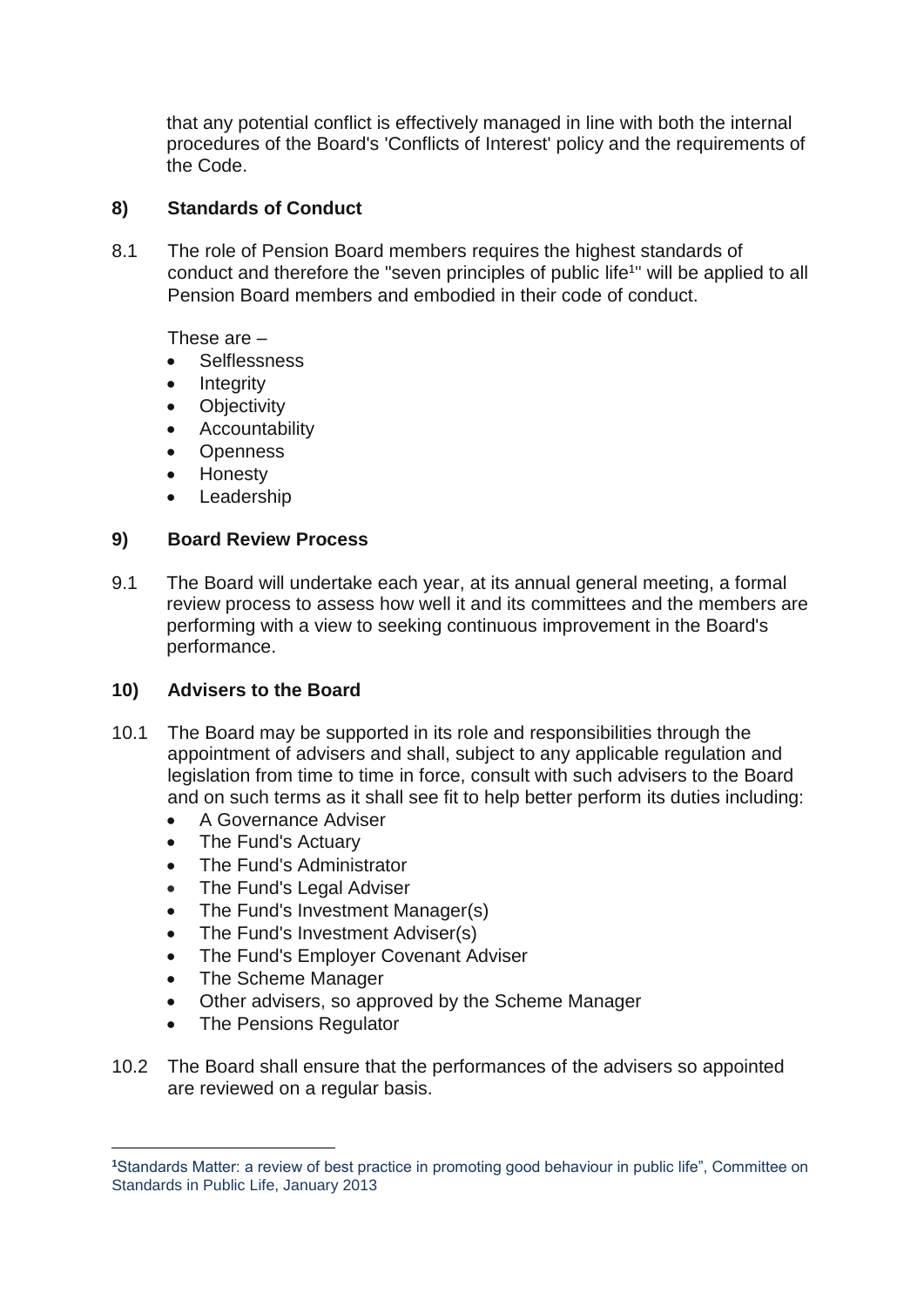that any potential conflict is effectively managed in line with both the internal procedures of the Board's 'Conflicts of Interest' policy and the requirements of the Code.

## 8) Standards of Conduct

8.1 The role of Pension Board members requires the highest standards of conduct and therefore the "seven principles of public life[1]" will be applied to all Pension Board members and embodied in their code of conduct.

These are –

- Selflessness
- Integrity
- Objectivity
- Accountability
- Openness
- Honesty
- Leadership

## 9) Board Review Process

9.1 The Board will undertake each year, at its annual general meeting, a formal review process to assess how well it and its committees and the members are performing with a view to seeking continuous improvement in the Board's performance.

## 10) Advisers to the Board

10.1 The Board may be supported in its role and responsibilities through the appointment of advisers and shall, subject to any applicable regulation and legislation from time to time in force, consult with such advisers to the Board and on such terms as it shall see fit to help better perform its duties including:

- A Governance Adviser
- The Fund's Actuary
- The Fund's Administrator
- The Fund's Legal Adviser
- The Fund's Investment Manager(s)
- The Fund's Investment Adviser(s)
- The Fund's Employer Covenant Adviser
- The Scheme Manager
- Other advisers, so approved by the Scheme Manager
- The Pensions Regulator

10.2 The Board shall ensure that the performances of the advisers so appointed are reviewed on a regular basis.

[1] Standards Matter: a review of best practice in promoting good behaviour in public life", Committee on Standards in Public Life, January 2013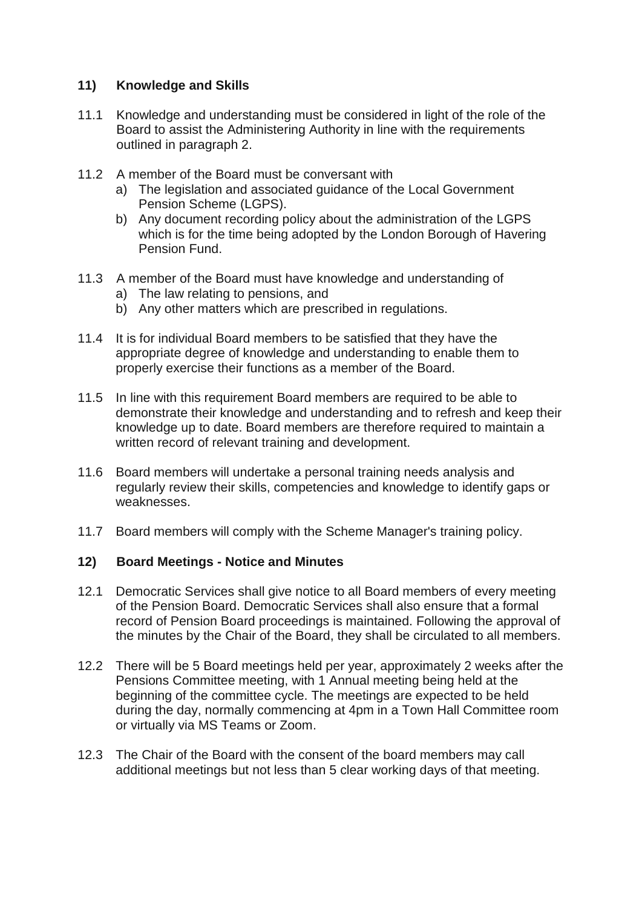## 11) Knowledge and Skills

11.1 Knowledge and understanding must be considered in light of the role of the Board to assist the Administering Authority in line with the requirements outlined in paragraph 2.

11.2 A member of the Board must be conversant with

a) The legislation and associated guidance of the Local Government Pension Scheme (LGPS).
b) Any document recording policy about the administration of the LGPS which is for the time being adopted by the London Borough of Havering Pension Fund.

11.3 A member of the Board must have knowledge and understanding of

a) The law relating to pensions, and
b) Any other matters which are prescribed in regulations.

11.4 It is for individual Board members to be satisfied that they have the appropriate degree of knowledge and understanding to enable them to properly exercise their functions as a member of the Board.

11.5 In line with this requirement Board members are required to be able to demonstrate their knowledge and understanding and to refresh and keep their knowledge up to date. Board members are therefore required to maintain a written record of relevant training and development.

11.6 Board members will undertake a personal training needs analysis and regularly review their skills, competencies and knowledge to identify gaps or weaknesses.

11.7 Board members will comply with the Scheme Manager's training policy.

## 12) Board Meetings - Notice and Minutes

12.1 Democratic Services shall give notice to all Board members of every meeting of the Pension Board. Democratic Services shall also ensure that a formal record of Pension Board proceedings is maintained. Following the approval of the minutes by the Chair of the Board, they shall be circulated to all members.

12.2 There will be 5 Board meetings held per year, approximately 2 weeks after the Pensions Committee meeting, with 1 Annual meeting being held at the beginning of the committee cycle. The meetings are expected to be held during the day, normally commencing at 4pm in a Town Hall Committee room or virtually via MS Teams or Zoom.

12.3 The Chair of the Board with the consent of the board members may call additional meetings but not less than 5 clear working days of that meeting.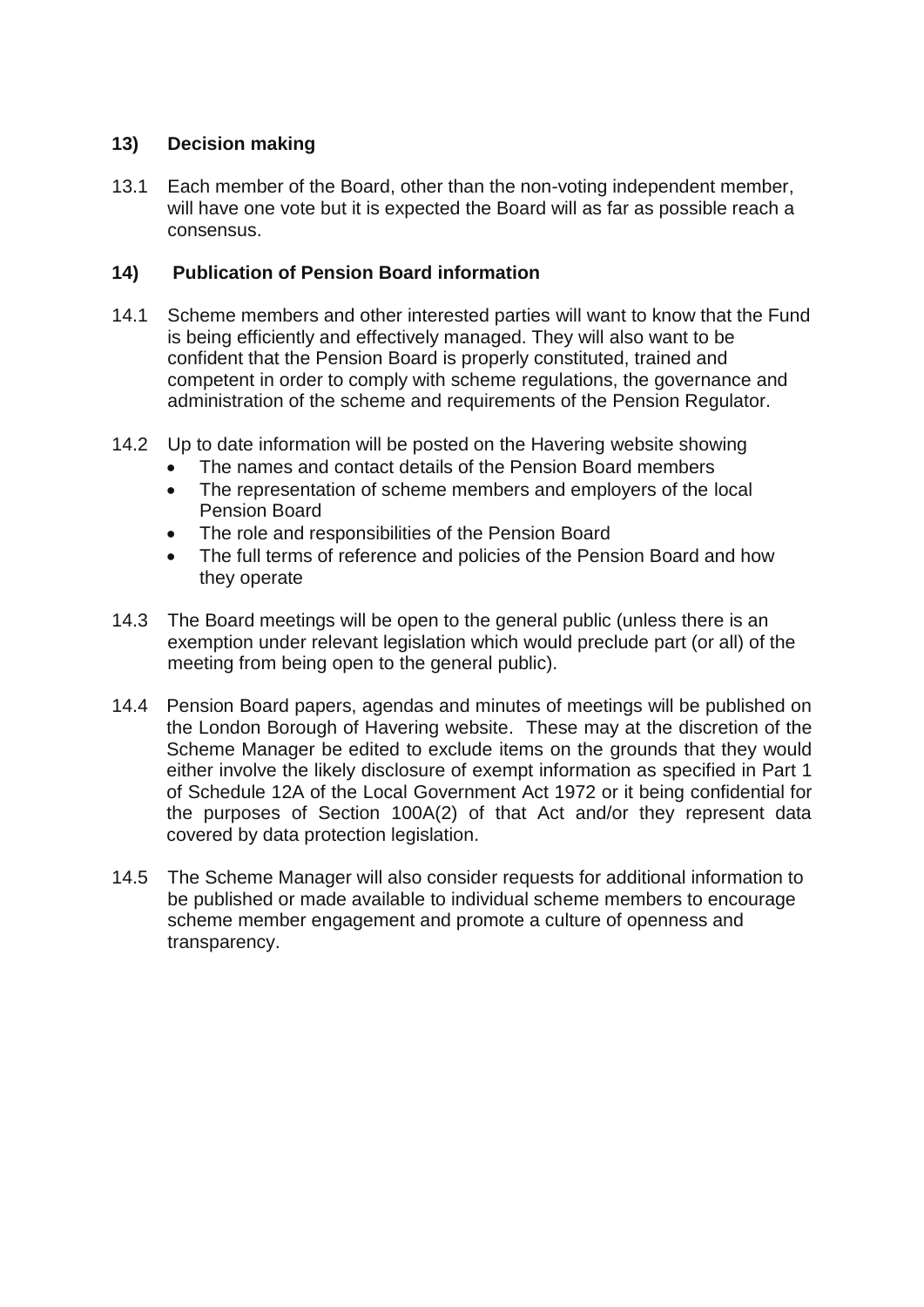## 13) Decision making

13.1 Each member of the Board, other than the non-voting independent member, will have one vote but it is expected the Board will as far as possible reach a consensus.

## 14) Publication of Pension Board information

14.1 Scheme members and other interested parties will want to know that the Fund is being efficiently and effectively managed. They will also want to be confident that the Pension Board is properly constituted, trained and competent in order to comply with scheme regulations, the governance and administration of the scheme and requirements of the Pension Regulator.

14.2 Up to date information will be posted on the Havering website showing

- The names and contact details of the Pension Board members
- The representation of scheme members and employers of the local Pension Board
- The role and responsibilities of the Pension Board
- The full terms of reference and policies of the Pension Board and how they operate

14.3 The Board meetings will be open to the general public (unless there is an exemption under relevant legislation which would preclude part (or all) of the meeting from being open to the general public).

14.4 Pension Board papers, agendas and minutes of meetings will be published on the London Borough of Havering website. These may at the discretion of the Scheme Manager be edited to exclude items on the grounds that they would either involve the likely disclosure of exempt information as specified in Part 1 of Schedule 12A of the Local Government Act 1972 or it being confidential for the purposes of Section 100A(2) of that Act and/or they represent data covered by data protection legislation.

14.5 The Scheme Manager will also consider requests for additional information to be published or made available to individual scheme members to encourage scheme member engagement and promote a culture of openness and transparency.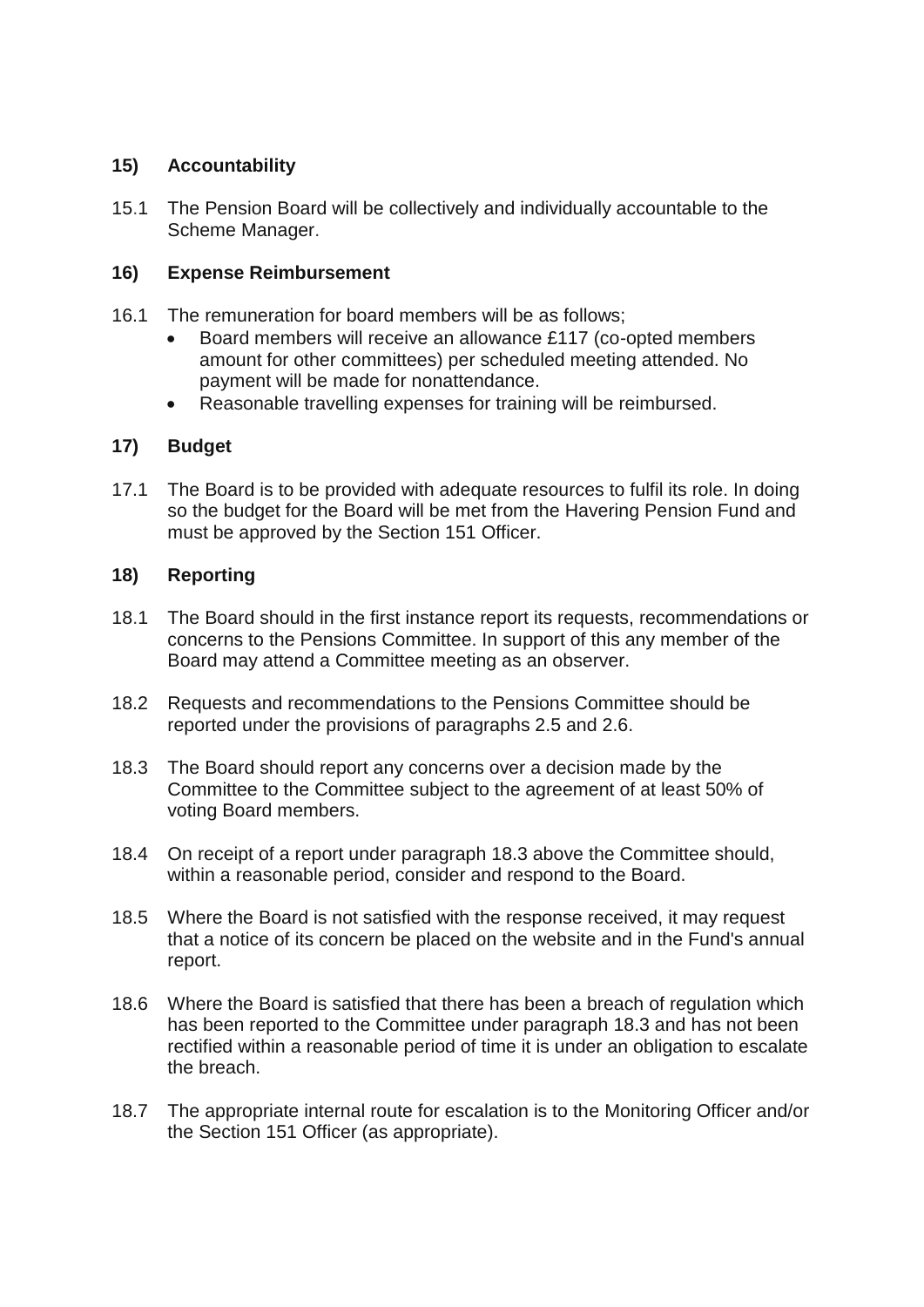## 15) Accountability

15.1 The Pension Board will be collectively and individually accountable to the Scheme Manager.

## 16) Expense Reimbursement

16.1 The remuneration for board members will be as follows;

- Board members will receive an allowance £117 (co-opted members amount for other committees) per scheduled meeting attended. No payment will be made for nonattendance.
- Reasonable travelling expenses for training will be reimbursed.

## 17) Budget

17.1 The Board is to be provided with adequate resources to fulfil its role. In doing so the budget for the Board will be met from the Havering Pension Fund and must be approved by the Section 151 Officer.

## 18) Reporting

18.1 The Board should in the first instance report its requests, recommendations or concerns to the Pensions Committee. In support of this any member of the Board may attend a Committee meeting as an observer.

18.2 Requests and recommendations to the Pensions Committee should be reported under the provisions of paragraphs 2.5 and 2.6.

18.3 The Board should report any concerns over a decision made by the Committee to the Committee subject to the agreement of at least 50% of voting Board members.

18.4 On receipt of a report under paragraph 18.3 above the Committee should, within a reasonable period, consider and respond to the Board.

18.5 Where the Board is not satisfied with the response received, it may request that a notice of its concern be placed on the website and in the Fund's annual report.

18.6 Where the Board is satisfied that there has been a breach of regulation which has been reported to the Committee under paragraph 18.3 and has not been rectified within a reasonable period of time it is under an obligation to escalate the breach.

18.7 The appropriate internal route for escalation is to the Monitoring Officer and/or the Section 151 Officer (as appropriate).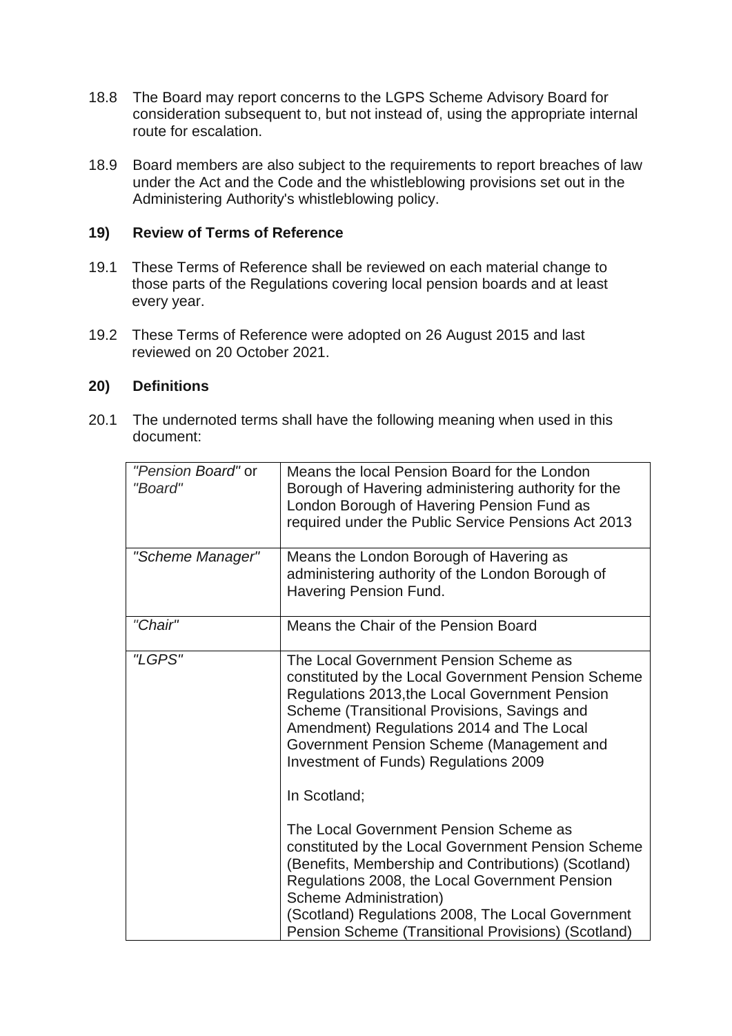18.8 The Board may report concerns to the LGPS Scheme Advisory Board for consideration subsequent to, but not instead of, using the appropriate internal route for escalation.

18.9 Board members are also subject to the requirements to report breaches of law under the Act and the Code and the whistleblowing provisions set out in the Administering Authority's whistleblowing policy.

## 19) Review of Terms of Reference

19.1 These Terms of Reference shall be reviewed on each material change to those parts of the Regulations covering local pension boards and at least every year.

19.2 These Terms of Reference were adopted on 26 August 2015 and last reviewed on 20 October 2021.

## 20) Definitions

20.1 The undernoted terms shall have the following meaning when used in this document:

| | |
|---|---|
| *"Pension Board"* or *"Board"* | Means the local Pension Board for the London Borough of Havering administering authority for the London Borough of Havering Pension Fund as required under the Public Service Pensions Act 2013 |
| *"Scheme Manager"* | Means the London Borough of Havering as administering authority of the London Borough of Havering Pension Fund. |
| *"Chair"* | Means the Chair of the Pension Board |
| *"LGPS"* | The Local Government Pension Scheme as constituted by the Local Government Pension Scheme Regulations 2013,the Local Government Pension Scheme (Transitional Provisions, Savings and Amendment) Regulations 2014 and The Local Government Pension Scheme (Management and Investment of Funds) Regulations 2009<br><br>In Scotland;<br><br>The Local Government Pension Scheme as constituted by the Local Government Pension Scheme (Benefits, Membership and Contributions) (Scotland) Regulations 2008, the Local Government Pension Scheme Administration) (Scotland) Regulations 2008, The Local Government Pension Scheme (Transitional Provisions) (Scotland) |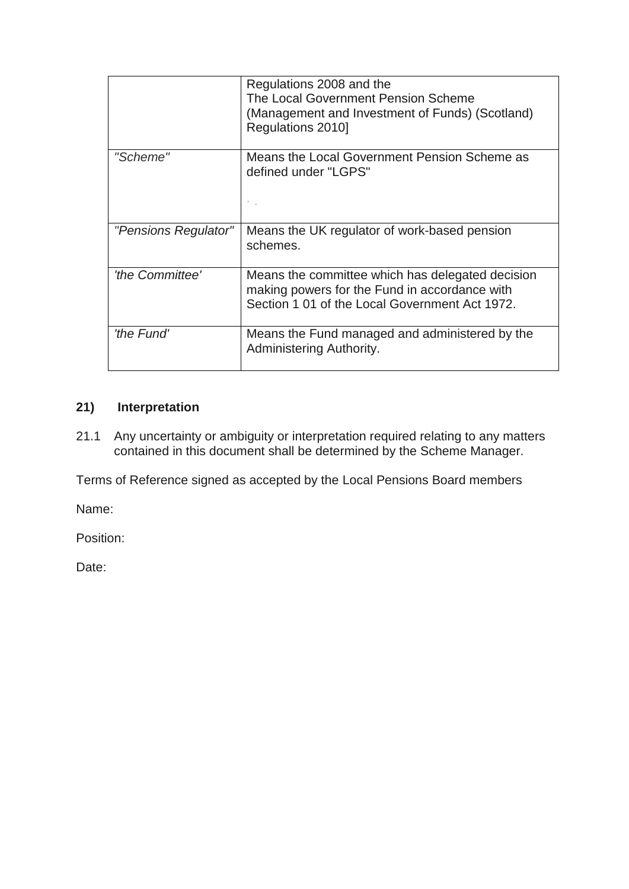| | |
|---|---|
| | Regulations 2008 and the The Local Government Pension Scheme (Management and Investment of Funds) (Scotland) Regulations 2010] |
| *"Scheme"* | Means the Local Government Pension Scheme as defined under "LGPS" |
| *"Pensions Regulator"* | Means the UK regulator of work-based pension schemes. |
| *'the Committee'* | Means the committee which has delegated decision making powers for the Fund in accordance with Section 1 01 of the Local Government Act 1972. |
| *'the Fund'* | Means the Fund managed and administered by the Administering Authority. |

## 21) Interpretation

21.1 Any uncertainty or ambiguity or interpretation required relating to any matters contained in this document shall be determined by the Scheme Manager.

Terms of Reference signed as accepted by the Local Pensions Board members

Name:

Position:

Date: